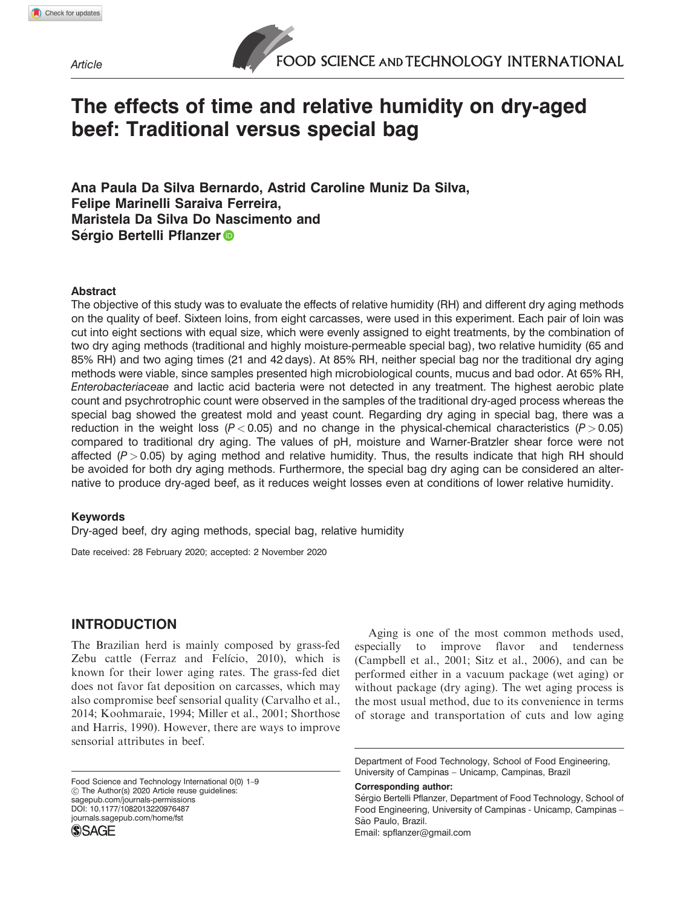Article

# The effects of time and relative humidity on dry-aged beef: Traditional versus special bag

**Ana Paula Da Silva Bernardo, Astrid Caroline Muniz Da Silva, Felipe Marinelli Saraiva Ferreira, Maristela Da Silva Do Nascimento and Sérgio Bertelli Pflanzer**

### Abstract

The objective of this study was to evaluate the effects of relative humidity (RH) and different dry aging methods on the quality of beef. Sixteen loins, from eight carcasses, were used in this experiment. Each pair of loin was cut into eight sections with equal size, which were evenly assigned to eight treatments, by the combination of two dry aging methods (traditional and highly moisture-permeable special bag), two relative humidity (65 and 85% RH) and two aging times (21 and 42 days). At 85% RH, neither special bag nor the traditional dry aging methods were viable, since samples presented high microbiological counts, mucus and bad odor. At 65% RH, *Enterobacteriaceae* and lactic acid bacteria were not detected in any treatment. The highest aerobic plate count and psychrotrophic count were observed in the samples of the traditional dry-aged process whereas the special bag showed the greatest mold and yeast count. Regarding dry aging in special bag, there was a reduction in the weight loss ($P < 0.05$) and no change in the physical-chemical characteristics ($P > 0.05$) compared to traditional dry aging. The values of pH, moisture and Warner-Bratzler shear force were not affected ($P > 0.05$) by aging method and relative humidity. Thus, the results indicate that high RH should be avoided for both dry aging methods. Furthermore, the special bag dry aging can be considered an alternative to produce dry-aged beef, as it reduces weight losses even at conditions of lower relative humidity.

### Keywords

Dry-aged beef, dry aging methods, special bag, relative humidity

Date received: 28 February 2020; accepted: 2 November 2020

## INTRODUCTION

The Brazilian herd is mainly composed by grass-fed Zebu cattle (Ferraz and Felício, 2010), which is known for their lower aging rates. The grass-fed diet does not favor fat deposition on carcasses, which may also compromise beef sensorial quality (Carvalho et al., 2014; Koohmaraie, 1994; Miller et al., 2001; Shorthose and Harris, 1990). However, there are ways to improve sensorial attributes in beef.

Aging is one of the most common methods used, especially to improve flavor and tenderness (Campbell et al., 2001; Sitz et al., 2006), and can be performed either in a vacuum package (wet aging) or without package (dry aging). The wet aging process is the most usual method, due to its convenience in terms of storage and transportation of cuts and low aging

Food Science and Technology International 0(0) 1–9
© The Author(s) 2020 Article reuse guidelines: sagepub.com/journals-permissions
DOI: 10.1177/1082013220976487
journals.sagepub.com/home/fst

Department of Food Technology, School of Food Engineering, University of Campinas – Unicamp, Campinas, Brazil

**Corresponding author:**
Sérgio Bertelli Pflanzer, Department of Food Technology, School of Food Engineering, University of Campinas - Unicamp, Campinas – São Paulo, Brazil.
Email: spflanzer@gmail.com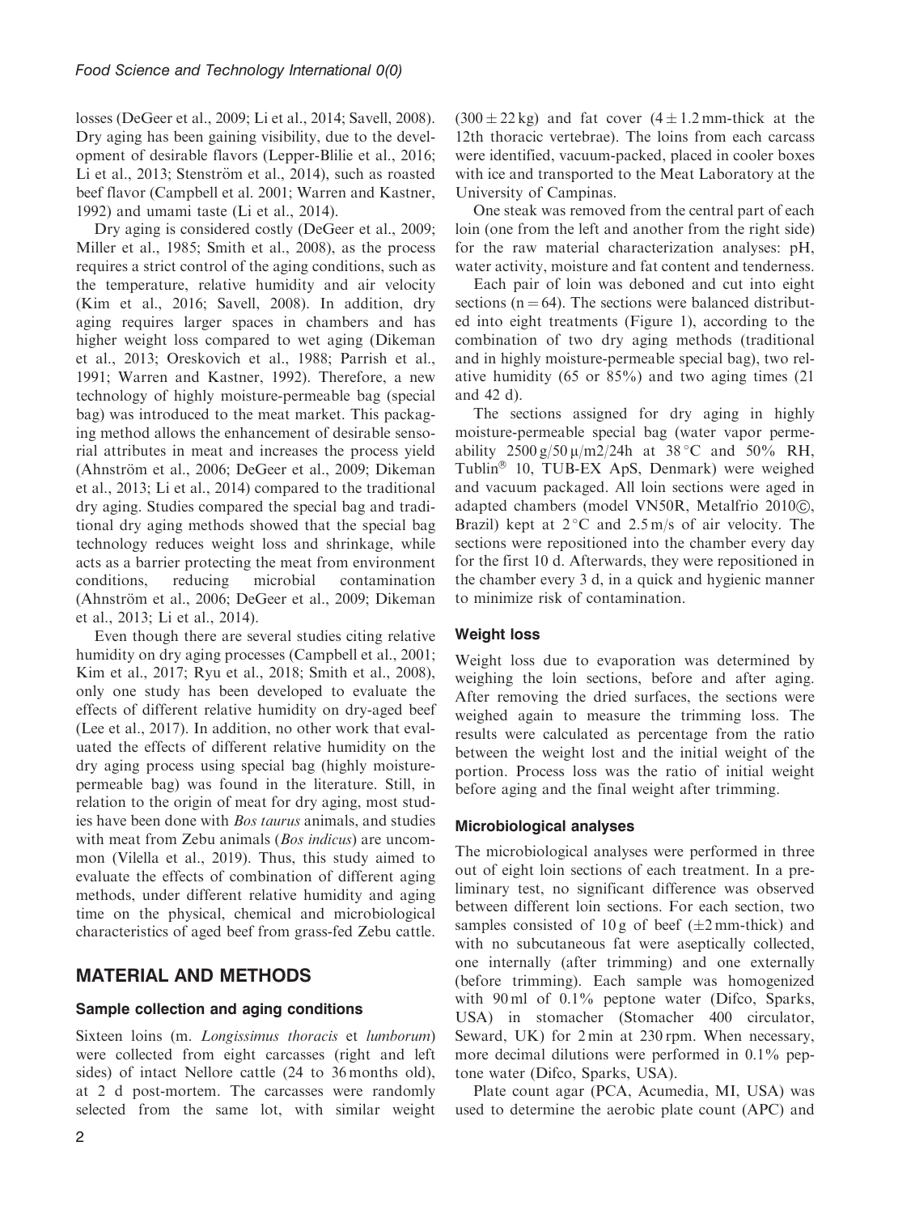losses (DeGeer et al., 2009; Li et al., 2014; Savell, 2008). Dry aging has been gaining visibility, due to the development of desirable flavors (Lepper-Blilie et al., 2016; Li et al., 2013; Stenström et al., 2014), such as roasted beef flavor (Campbell et al. 2001; Warren and Kastner, 1992) and umami taste (Li et al., 2014).

Dry aging is considered costly (DeGeer et al., 2009; Miller et al., 1985; Smith et al., 2008), as the process requires a strict control of the aging conditions, such as the temperature, relative humidity and air velocity (Kim et al., 2016; Savell, 2008). In addition, dry aging requires larger spaces in chambers and has higher weight loss compared to wet aging (Dikeman et al., 2013; Oreskovich et al., 1988; Parrish et al., 1991; Warren and Kastner, 1992). Therefore, a new technology of highly moisture-permeable bag (special bag) was introduced to the meat market. This packaging method allows the enhancement of desirable sensorial attributes in meat and increases the process yield (Ahnström et al., 2006; DeGeer et al., 2009; Dikeman et al., 2013; Li et al., 2014) compared to the traditional dry aging. Studies compared the special bag and traditional dry aging methods showed that the special bag technology reduces weight loss and shrinkage, while acts as a barrier protecting the meat from environment conditions, reducing microbial contamination (Ahnström et al., 2006; DeGeer et al., 2009; Dikeman et al., 2013; Li et al., 2014).

Even though there are several studies citing relative humidity on dry aging processes (Campbell et al., 2001; Kim et al., 2017; Ryu et al., 2018; Smith et al., 2008), only one study has been developed to evaluate the effects of different relative humidity on dry-aged beef (Lee et al., 2017). In addition, no other work that evaluated the effects of different relative humidity on the dry aging process using special bag (highly moisture-permeable bag) was found in the literature. Still, in relation to the origin of meat for dry aging, most studies have been done with *Bos taurus* animals, and studies with meat from Zebu animals (*Bos indicus*) are uncommon (Vilella et al., 2019). Thus, this study aimed to evaluate the effects of combination of different aging methods, under different relative humidity and aging time on the physical, chemical and microbiological characteristics of aged beef from grass-fed Zebu cattle.

## MATERIAL AND METHODS

### Sample collection and aging conditions

Sixteen loins (m. *Longissimus thoracis* et *lumborum*) were collected from eight carcasses (right and left sides) of intact Nellore cattle (24 to 36 months old), at 2 d post-mortem. The carcasses were randomly selected from the same lot, with similar weight ($300 \pm 22$ kg) and fat cover ($4 \pm 1.2$ mm-thick at the 12th thoracic vertebrae). The loins from each carcass were identified, vacuum-packed, placed in cooler boxes with ice and transported to the Meat Laboratory at the University of Campinas.

One steak was removed from the central part of each loin (one from the left and another from the right side) for the raw material characterization analyses: pH, water activity, moisture and fat content and tenderness.

Each pair of loin was deboned and cut into eight sections ($n = 64$). The sections were balanced distributed into eight treatments (Figure 1), according to the combination of two dry aging methods (traditional and in highly moisture-permeable special bag), two relative humidity (65 or 85%) and two aging times (21 and 42 d).

The sections assigned for dry aging in highly moisture-permeable special bag (water vapor permeability $2500\,g/50\,\mu/m2/24h$ at $38\,°C$ and 50% RH, Tublin® 10, TUB-EX ApS, Denmark) were weighed and vacuum packaged. All loin sections were aged in adapted chambers (model VN50R, Metalfrio 2010©, Brazil) kept at $2\,°C$ and 2.5 m/s of air velocity. The sections were repositioned into the chamber every day for the first 10 d. Afterwards, they were repositioned in the chamber every 3 d, in a quick and hygienic manner to minimize risk of contamination.

### Weight loss

Weight loss due to evaporation was determined by weighing the loin sections, before and after aging. After removing the dried surfaces, the sections were weighed again to measure the trimming loss. The results were calculated as percentage from the ratio between the weight lost and the initial weight of the portion. Process loss was the ratio of initial weight before aging and the final weight after trimming.

### Microbiological analyses

The microbiological analyses were performed in three out of eight loin sections of each treatment. In a preliminary test, no significant difference was observed between different loin sections. For each section, two samples consisted of 10 g of beef ($\pm 2$ mm-thick) and with no subcutaneous fat were aseptically collected, one internally (after trimming) and one externally (before trimming). Each sample was homogenized with 90 ml of 0.1% peptone water (Difco, Sparks, USA) in stomacher (Stomacher 400 circulator, Seward, UK) for 2 min at 230 rpm. When necessary, more decimal dilutions were performed in 0.1% peptone water (Difco, Sparks, USA).

Plate count agar (PCA, Acumedia, MI, USA) was used to determine the aerobic plate count (APC) and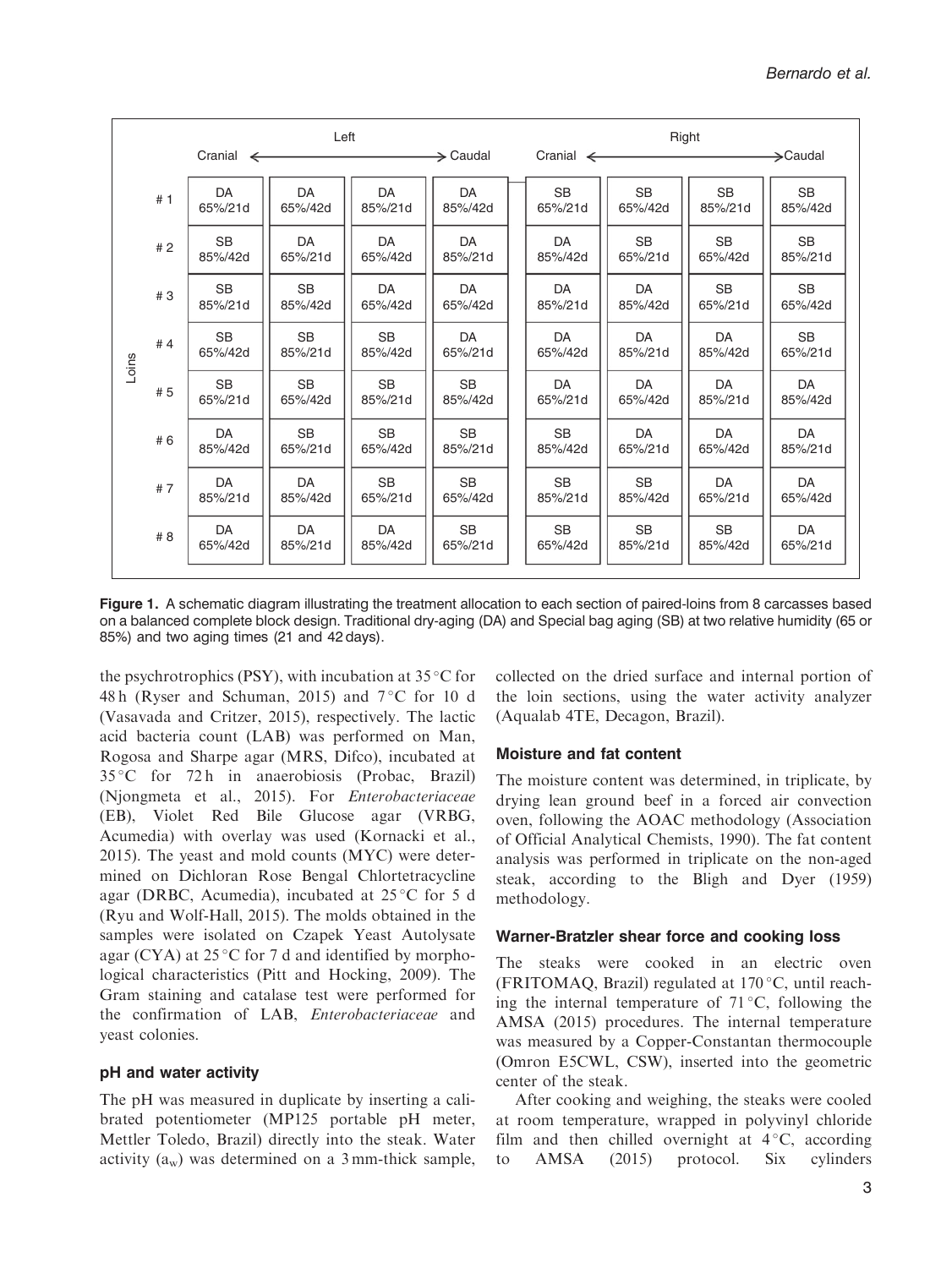|  |  | Left |  |  |  | Right |  |  |  |
|---|---|---|---|---|---|---|---|---|---|
|  |  | Cranial ← |  |  | → Caudal | Cranial ← |  |  | → Caudal |
| Loins | # 1 | DA 65%/21d | DA 65%/42d | DA 85%/21d | DA 85%/42d | SB 65%/21d | SB 65%/42d | SB 85%/21d | SB 85%/42d |
|  | # 2 | SB 85%/42d | DA 65%/21d | DA 65%/42d | DA 85%/21d | DA 85%/42d | SB 65%/21d | SB 65%/42d | SB 85%/21d |
|  | # 3 | SB 85%/21d | SB 85%/42d | DA 65%/42d | DA 65%/42d | DA 85%/21d | DA 85%/42d | SB 65%/21d | SB 65%/42d |
|  | # 4 | SB 65%/42d | SB 85%/21d | SB 85%/42d | DA 65%/21d | DA 65%/42d | DA 85%/21d | DA 85%/42d | SB 65%/21d |
|  | # 5 | SB 65%/21d | SB 65%/42d | SB 85%/21d | SB 85%/42d | DA 65%/21d | DA 65%/42d | DA 85%/21d | DA 85%/42d |
|  | # 6 | DA 85%/42d | SB 65%/21d | SB 65%/42d | SB 85%/21d | SB 85%/42d | DA 65%/21d | DA 65%/42d | DA 85%/21d |
|  | # 7 | DA 85%/21d | DA 85%/42d | SB 65%/21d | SB 65%/42d | SB 85%/21d | SB 85%/42d | DA 65%/21d | DA 65%/42d |
|  | # 8 | DA 65%/42d | DA 85%/21d | DA 85%/42d | SB 65%/21d | SB 65%/42d | SB 85%/21d | SB 85%/42d | DA 65%/21d |

**Figure 1.** A schematic diagram illustrating the treatment allocation to each section of paired-loins from 8 carcasses based on a balanced complete block design. Traditional dry-aging (DA) and Special bag aging (SB) at two relative humidity (65 or 85%) and two aging times (21 and 42 days).

the psychrotrophics (PSY), with incubation at 35 °C for 48 h (Ryser and Schuman, 2015) and 7 °C for 10 d (Vasavada and Critzer, 2015), respectively. The lactic acid bacteria count (LAB) was performed on Man, Rogosa and Sharpe agar (MRS, Difco), incubated at 35 °C for 72 h in anaerobiosis (Probac, Brazil) (Njongmeta et al., 2015). For *Enterobacteriaceae* (EB), Violet Red Bile Glucose agar (VRBG, Acumedia) with overlay was used (Kornacki et al., 2015). The yeast and mold counts (MYC) were determined on Dichloran Rose Bengal Chlortetracycline agar (DRBC, Acumedia), incubated at 25 °C for 5 d (Ryu and Wolf-Hall, 2015). The molds obtained in the samples were isolated on Czapek Yeast Autolysate agar (CYA) at 25 °C for 7 d and identified by morphological characteristics (Pitt and Hocking, 2009). The Gram staining and catalase test were performed for the confirmation of LAB, *Enterobacteriaceae* and yeast colonies.

### pH and water activity

The pH was measured in duplicate by inserting a calibrated potentiometer (MP125 portable pH meter, Mettler Toledo, Brazil) directly into the steak. Water activity ($a_w$) was determined on a 3 mm-thick sample, collected on the dried surface and internal portion of the loin sections, using the water activity analyzer (Aqualab 4TE, Decagon, Brazil).

### Moisture and fat content

The moisture content was determined, in triplicate, by drying lean ground beef in a forced air convection oven, following the AOAC methodology (Association of Official Analytical Chemists, 1990). The fat content analysis was performed in triplicate on the non-aged steak, according to the Bligh and Dyer (1959) methodology.

### Warner-Bratzler shear force and cooking loss

The steaks were cooked in an electric oven (FRITOMAQ, Brazil) regulated at 170 °C, until reaching the internal temperature of 71 °C, following the AMSA (2015) procedures. The internal temperature was measured by a Copper-Constantan thermocouple (Omron E5CWL, CSW), inserted into the geometric center of the steak.

After cooking and weighing, the steaks were cooled at room temperature, wrapped in polyvinyl chloride film and then chilled overnight at 4 °C, according to AMSA (2015) protocol. Six cylinders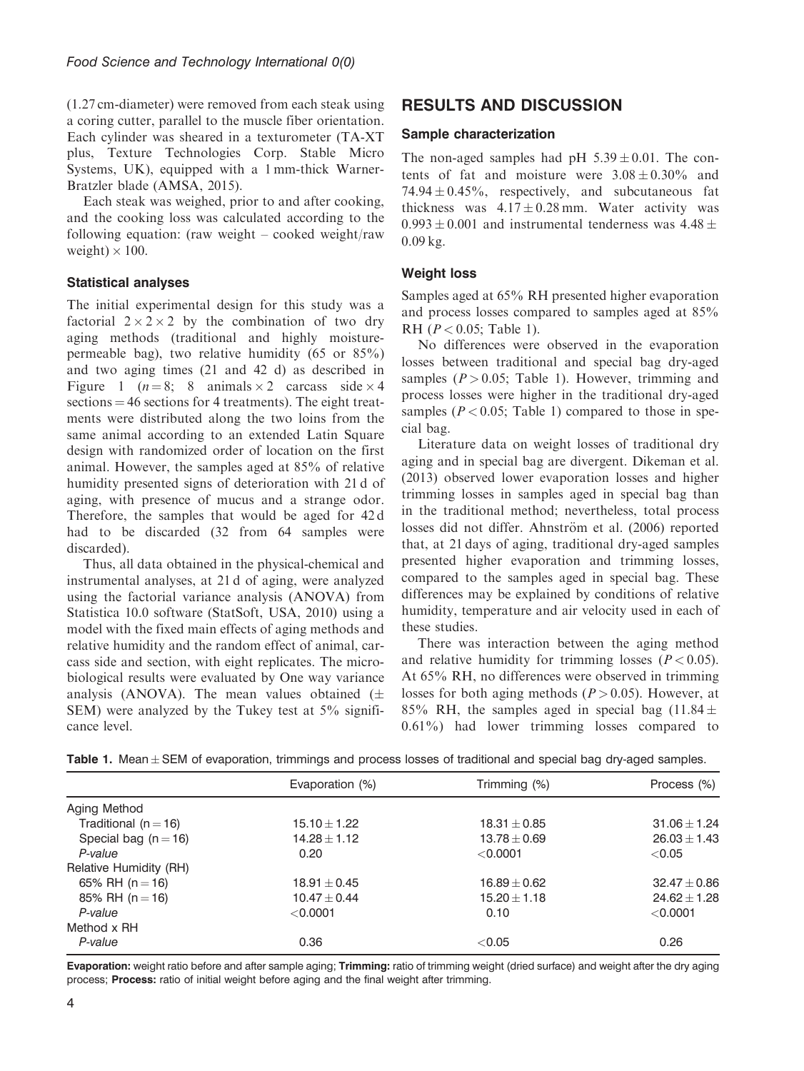(1.27 cm-diameter) were removed from each steak using a coring cutter, parallel to the muscle fiber orientation. Each cylinder was sheared in a texturometer (TA-XT plus, Texture Technologies Corp. Stable Micro Systems, UK), equipped with a 1 mm-thick Warner-Bratzler blade (AMSA, 2015).

Each steak was weighed, prior to and after cooking, and the cooking loss was calculated according to the following equation: (raw weight – cooked weight/raw weight) × 100.

### Statistical analyses

The initial experimental design for this study was a factorial 2 × 2 × 2 by the combination of two dry aging methods (traditional and highly moisture-permeable bag), two relative humidity (65 or 85%) and two aging times (21 and 42 d) as described in Figure 1 ($n = 8$; 8 animals × 2 carcass side × 4 sections = 46 sections for 4 treatments). The eight treatments were distributed along the two loins from the same animal according to an extended Latin Square design with randomized order of location on the first animal. However, the samples aged at 85% of relative humidity presented signs of deterioration with 21 d of aging, with presence of mucus and a strange odor. Therefore, the samples that would be aged for 42 d had to be discarded (32 from 64 samples were discarded).

Thus, all data obtained in the physical-chemical and instrumental analyses, at 21 d of aging, were analyzed using the factorial variance analysis (ANOVA) from Statistica 10.0 software (StatSoft, USA, 2010) using a model with the fixed main effects of aging methods and relative humidity and the random effect of animal, carcass side and section, with eight replicates. The microbiological results were evaluated by One way variance analysis (ANOVA). The mean values obtained (± SEM) were analyzed by the Tukey test at 5% significance level.

## RESULTS AND DISCUSSION

### Sample characterization

The non-aged samples had pH 5.39 ± 0.01. The contents of fat and moisture were 3.08 ± 0.30% and 74.94 ± 0.45%, respectively, and subcutaneous fat thickness was 4.17 ± 0.28 mm. Water activity was 0.993 ± 0.001 and instrumental tenderness was 4.48 ± 0.09 kg.

### Weight loss

Samples aged at 65% RH presented higher evaporation and process losses compared to samples aged at 85% RH ($P < 0.05$; Table 1).

No differences were observed in the evaporation losses between traditional and special bag dry-aged samples ($P > 0.05$; Table 1). However, trimming and process losses were higher in the traditional dry-aged samples ($P < 0.05$; Table 1) compared to those in special bag.

Literature data on weight losses of traditional dry aging and in special bag are divergent. Dikeman et al. (2013) observed lower evaporation losses and higher trimming losses in samples aged in special bag than in the traditional method; nevertheless, total process losses did not differ. Ahnström et al. (2006) reported that, at 21 days of aging, traditional dry-aged samples presented higher evaporation and trimming losses, compared to the samples aged in special bag. These differences may be explained by conditions of relative humidity, temperature and air velocity used in each of these studies.

There was interaction between the aging method and relative humidity for trimming losses ($P < 0.05$). At 65% RH, no differences were observed in trimming losses for both aging methods ($P > 0.05$). However, at 85% RH, the samples aged in special bag (11.84 ± 0.61%) had lower trimming losses compared to

**Table 1.** Mean ± SEM of evaporation, trimmings and process losses of traditional and special bag dry-aged samples.

| | Evaporation (%) | Trimming (%) | Process (%) |
|---|---|---|---|
| Aging Method | | | |
| Traditional (n = 16) | 15.10 ± 1.22 | 18.31 ± 0.85 | 31.06 ± 1.24 |
| Special bag (n = 16) | 14.28 ± 1.12 | 13.78 ± 0.69 | 26.03 ± 1.43 |
| *P-value* | 0.20 | <0.0001 | <0.05 |
| Relative Humidity (RH) | | | |
| 65% RH (n = 16) | 18.91 ± 0.45 | 16.89 ± 0.62 | 32.47 ± 0.86 |
| 85% RH (n = 16) | 10.47 ± 0.44 | 15.20 ± 1.18 | 24.62 ± 1.28 |
| *P-value* | <0.0001 | 0.10 | <0.0001 |
| Method x RH | | | |
| *P-value* | 0.36 | <0.05 | 0.26 |

**Evaporation:** weight ratio before and after sample aging; **Trimming:** ratio of trimming weight (dried surface) and weight after the dry aging process; **Process:** ratio of initial weight before aging and the final weight after trimming.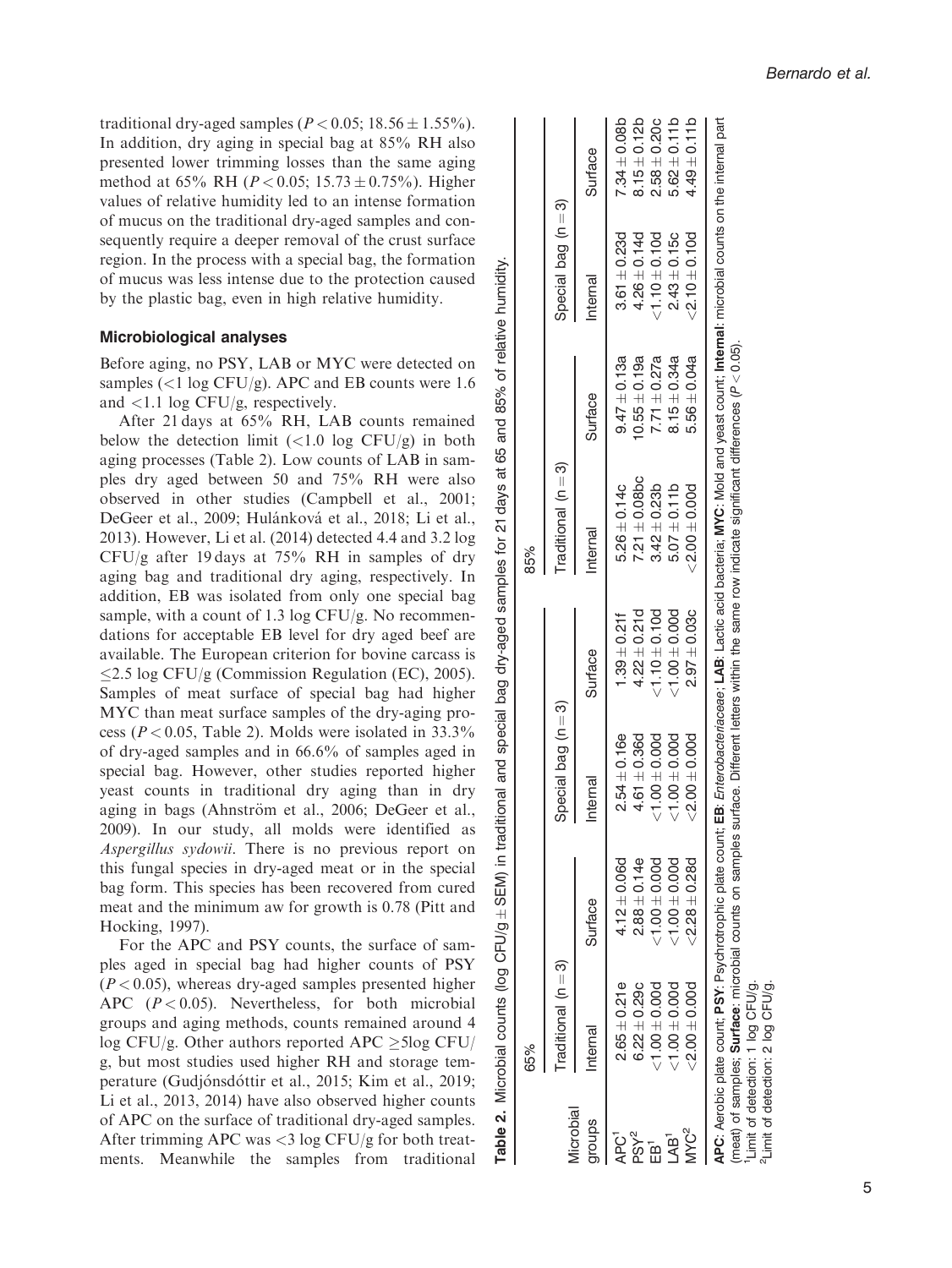traditional dry-aged samples ($P < 0.05$; 18.56 ± 1.55%). In addition, dry aging in special bag at 85% RH also presented lower trimming losses than the same aging method at 65% RH ($P < 0.05$; 15.73 ± 0.75%). Higher values of relative humidity led to an intense formation of mucus on the traditional dry-aged samples and consequently require a deeper removal of the crust surface region. In the process with a special bag, the formation of mucus was less intense due to the protection caused by the plastic bag, even in high relative humidity.

### Microbiological analyses

Before aging, no PSY, LAB or MYC were detected on samples (<1 log CFU/g). APC and EB counts were 1.6 and <1.1 log CFU/g, respectively.

After 21 days at 65% RH, LAB counts remained below the detection limit (<1.0 log CFU/g) in both aging processes (Table 2). Low counts of LAB in samples dry aged between 50 and 75% RH were also observed in other studies (Campbell et al., 2001; DeGeer et al., 2009; Hulánková et al., 2018; Li et al., 2013). However, Li et al. (2014) detected 4.4 and 3.2 log CFU/g after 19 days at 75% RH in samples of dry aging bag and traditional dry aging, respectively. In addition, EB was isolated from only one special bag sample, with a count of 1.3 log CFU/g. No recommendations for acceptable EB level for dry aged beef are available. The European criterion for bovine carcass is ≤2.5 log CFU/g (Commission Regulation (EC), 2005). Samples of meat surface of special bag had higher MYC than meat surface samples of the dry-aging process ($P < 0.05$, Table 2). Molds were isolated in 33.3% of dry-aged samples and in 66.6% of samples aged in special bag. However, other studies reported higher yeast counts in traditional dry aging than in dry aging in bags (Ahnström et al., 2006; DeGeer et al., 2009). In our study, all molds were identified as *Aspergillus sydowii*. There is no previous report on this fungal species in dry-aged meat or in the special bag form. This species has been recovered from cured meat and the minimum aw for growth is 0.78 (Pitt and Hocking, 1997).

For the APC and PSY counts, the surface of samples aged in special bag had higher counts of PSY ($P < 0.05$), whereas dry-aged samples presented higher APC ($P < 0.05$). Nevertheless, for both microbial groups and aging methods, counts remained around 4 log CFU/g. Other authors reported APC ≥5log CFU/g, but most studies used higher RH and storage temperature (Gudjónsdóttir et al., 2015; Kim et al., 2019; Li et al., 2013, 2014) have also observed higher counts of APC on the surface of traditional dry-aged samples. After trimming APC was <3 log CFU/g for both treatments. Meanwhile the samples from traditional

**Table 2.** Microbial counts (log CFU/g ± SEM) in traditional and special bag dry-aged samples for 21 days at 65 and 85% of relative humidity.

| Microbial groups | 65% | | | | 85% | | | |
|---|---|---|---|---|---|---|---|---|
| | Traditional (n = 3) | | Special bag (n = 3) | | Traditional (n = 3) | | Special bag (n = 3) | |
| | Internal | Surface | Internal | Surface | Internal | Surface | Internal | Surface |
| APC[1] | 2.65 ± 0.21e | 4.12 ± 0.06d | 2.54 ± 0.16e | 1.39 ± 0.21f | 5.26 ± 0.14c | 9.47 ± 0.13a | 3.61 ± 0.23d | 7.34 ± 0.08b |
| PSY[2] | 6.22 ± 0.29c | 2.88 ± 0.14e | 4.61 ± 0.36d | 4.22 ± 0.21d | 7.21 ± 0.08bc | 10.55 ± 0.19a | 4.26 ± 0.14d | 8.15 ± 0.12b |
| EB[1] | <1.00 ± 0.00d | <1.00 ± 0.00d | <1.00 ± 0.00d | <1.10 ± 0.10d | 3.42 ± 0.23b | 7.71 ± 0.27a | <1.10 ± 0.10d | 2.58 ± 0.20c |
| LAB[1] | <1.00 ± 0.00d | <1.00 ± 0.00d | <1.00 ± 0.00d | <1.00 ± 0.00d | 5.07 ± 0.11b | 8.15 ± 0.34a | 2.43 ± 0.15c | 5.62 ± 0.11b |
| MYC[2] | <2.00 ± 0.00d | <2.28 ± 0.28d | <2.00 ± 0.00d | 2.97 ± 0.03c | <2.00 ± 0.00d | 5.56 ± 0.04a | <2.10 ± 0.10d | 4.49 ± 0.11b |

**APC**: Aerobic plate count; **PSY**: Psychrotrophic plate count; **EB**: *Enterobacteriaceae*; **LAB**: Lactic acid bacteria; **MYC**: Mold and yeast count; **Internal**: microbial counts on the internal part (meat) of samples; **Surface**: microbial counts on samples surface. Different letters within the same row indicate significant differences ($P < 0.05$).
[1]Limit of detection: 1 log CFU/g.
[2]Limit of detection: 2 log CFU/g.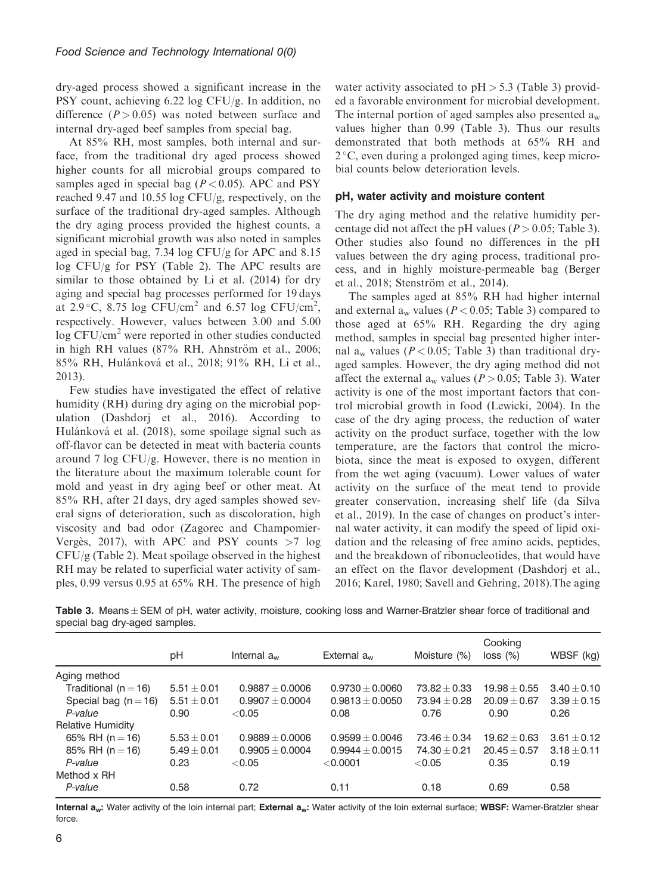dry-aged process showed a significant increase in the PSY count, achieving 6.22 log CFU/g. In addition, no difference ($P > 0.05$) was noted between surface and internal dry-aged beef samples from special bag.

At 85% RH, most samples, both internal and surface, from the traditional dry aged process showed higher counts for all microbial groups compared to samples aged in special bag ($P < 0.05$). APC and PSY reached 9.47 and 10.55 log CFU/g, respectively, on the surface of the traditional dry-aged samples. Although the dry aging process provided the highest counts, a significant microbial growth was also noted in samples aged in special bag, 7.34 log CFU/g for APC and 8.15 log CFU/g for PSY (Table 2). The APC results are similar to those obtained by Li et al. (2014) for dry aging and special bag processes performed for 19 days at 2.9 °C, 8.75 log CFU/cm$^2$ and 6.57 log CFU/cm$^2$, respectively. However, values between 3.00 and 5.00 log CFU/cm$^2$ were reported in other studies conducted in high RH values (87% RH, Ahnström et al., 2006; 85% RH, Hulánková et al., 2018; 91% RH, Li et al., 2013).

Few studies have investigated the effect of relative humidity (RH) during dry aging on the microbial population (Dashdorj et al., 2016). According to Hulánková et al. (2018), some spoilage signal such as off-flavor can be detected in meat with bacteria counts around 7 log CFU/g. However, there is no mention in the literature about the maximum tolerable count for mold and yeast in dry aging beef or other meat. At 85% RH, after 21 days, dry aged samples showed several signs of deterioration, such as discoloration, high viscosity and bad odor (Zagorec and Champomier-Vergès, 2017), with APC and PSY counts >7 log CFU/g (Table 2). Meat spoilage observed in the highest RH may be related to superficial water activity of samples, 0.99 versus 0.95 at 65% RH. The presence of high water activity associated to pH > 5.3 (Table 3) provided a favorable environment for microbial development. The internal portion of aged samples also presented $a_w$ values higher than 0.99 (Table 3). Thus our results demonstrated that both methods at 65% RH and 2 °C, even during a prolonged aging times, keep microbial counts below deterioration levels.

### pH, water activity and moisture content

The dry aging method and the relative humidity percentage did not affect the pH values ($P > 0.05$; Table 3). Other studies also found no differences in the pH values between the dry aging process, traditional process, and in highly moisture-permeable bag (Berger et al., 2018; Stenström et al., 2014).

The samples aged at 85% RH had higher internal and external $a_w$ values ($P < 0.05$; Table 3) compared to those aged at 65% RH. Regarding the dry aging method, samples in special bag presented higher internal $a_w$ values ($P < 0.05$; Table 3) than traditional dry-aged samples. However, the dry aging method did not affect the external $a_w$ values ($P > 0.05$; Table 3). Water activity is one of the most important factors that control microbial growth in food (Lewicki, 2004). In the case of the dry aging process, the reduction of water activity on the product surface, together with the low temperature, are the factors that control the microbiota, since the meat is exposed to oxygen, different from the wet aging (vacuum). Lower values of water activity on the surface of the meat tend to provide greater conservation, increasing shelf life (da Silva et al., 2019). In the case of changes on product's internal water activity, it can modify the speed of lipid oxidation and the releasing of free amino acids, peptides, and the breakdown of ribonucleotides, that would have an effect on the flavor development (Dashdorj et al., 2016; Karel, 1980; Savell and Gehring, 2018).The aging

**Table 3.** Means ± SEM of pH, water activity, moisture, cooking loss and Warner-Bratzler shear force of traditional and special bag dry-aged samples.

| | pH | Internal $a_w$ | External $a_w$ | Moisture (%) | Cooking loss (%) | WBSF (kg) |
|---|---|---|---|---|---|---|
| Aging method | | | | | | |
| Traditional (n = 16) | 5.51 ± 0.01 | 0.9887 ± 0.0006 | 0.9730 ± 0.0060 | 73.82 ± 0.33 | 19.98 ± 0.55 | 3.40 ± 0.10 |
| Special bag (n = 16) | 5.51 ± 0.01 | 0.9907 ± 0.0004 | 0.9813 ± 0.0050 | 73.94 ± 0.28 | 20.09 ± 0.67 | 3.39 ± 0.15 |
| *P-value* | 0.90 | <0.05 | 0.08 | 0.76 | 0.90 | 0.26 |
| Relative Humidity | | | | | | |
| 65% RH (n = 16) | 5.53 ± 0.01 | 0.9889 ± 0.0006 | 0.9599 ± 0.0046 | 73.46 ± 0.34 | 19.62 ± 0.63 | 3.61 ± 0.12 |
| 85% RH (n = 16) | 5.49 ± 0.01 | 0.9905 ± 0.0004 | 0.9944 ± 0.0015 | 74.30 ± 0.21 | 20.45 ± 0.57 | 3.18 ± 0.11 |
| *P-value* | 0.23 | <0.05 | <0.0001 | <0.05 | 0.35 | 0.19 |
| Method x RH | | | | | | |
| *P-value* | 0.58 | 0.72 | 0.11 | 0.18 | 0.69 | 0.58 |

**Internal $a_w$:** Water activity of the loin internal part; **External $a_w$:** Water activity of the loin external surface; **WBSF:** Warner-Bratzler shear force.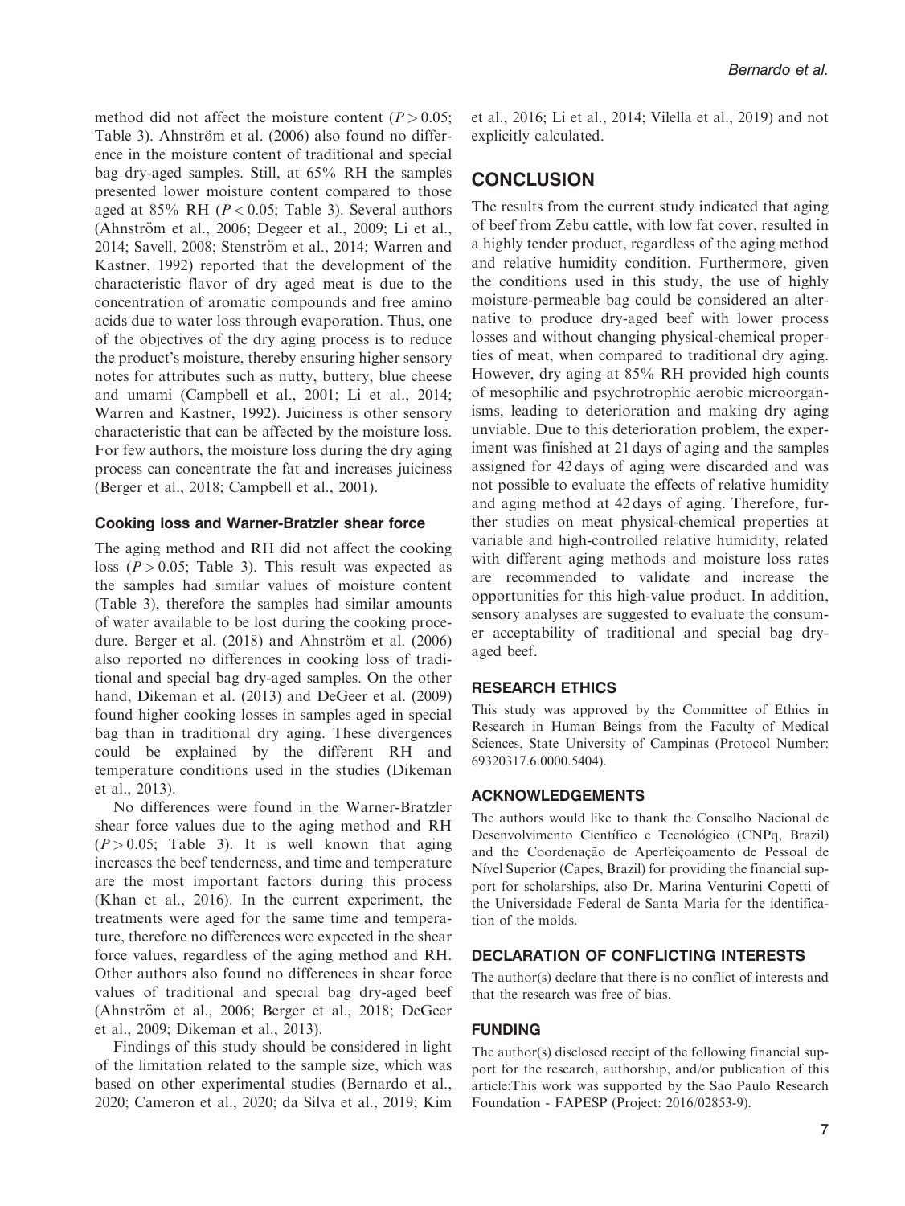method did not affect the moisture content ($P > 0.05$; Table 3). Ahnström et al. (2006) also found no difference in the moisture content of traditional and special bag dry-aged samples. Still, at 65% RH the samples presented lower moisture content compared to those aged at 85% RH ($P < 0.05$; Table 3). Several authors (Ahnström et al., 2006; Degeer et al., 2009; Li et al., 2014; Savell, 2008; Stenström et al., 2014; Warren and Kastner, 1992) reported that the development of the characteristic flavor of dry aged meat is due to the concentration of aromatic compounds and free amino acids due to water loss through evaporation. Thus, one of the objectives of the dry aging process is to reduce the product's moisture, thereby ensuring higher sensory notes for attributes such as nutty, buttery, blue cheese and umami (Campbell et al., 2001; Li et al., 2014; Warren and Kastner, 1992). Juiciness is other sensory characteristic that can be affected by the moisture loss. For few authors, the moisture loss during the dry aging process can concentrate the fat and increases juiciness (Berger et al., 2018; Campbell et al., 2001).

### Cooking loss and Warner-Bratzler shear force

The aging method and RH did not affect the cooking loss ($P > 0.05$; Table 3). This result was expected as the samples had similar values of moisture content (Table 3), therefore the samples had similar amounts of water available to be lost during the cooking procedure. Berger et al. (2018) and Ahnström et al. (2006) also reported no differences in cooking loss of traditional and special bag dry-aged samples. On the other hand, Dikeman et al. (2013) and DeGeer et al. (2009) found higher cooking losses in samples aged in special bag than in traditional dry aging. These divergences could be explained by the different RH and temperature conditions used in the studies (Dikeman et al., 2013).

No differences were found in the Warner-Bratzler shear force values due to the aging method and RH ($P > 0.05$; Table 3). It is well known that aging increases the beef tenderness, and time and temperature are the most important factors during this process (Khan et al., 2016). In the current experiment, the treatments were aged for the same time and temperature, therefore no differences were expected in the shear force values, regardless of the aging method and RH. Other authors also found no differences in shear force values of traditional and special bag dry-aged beef (Ahnström et al., 2006; Berger et al., 2018; DeGeer et al., 2009; Dikeman et al., 2013).

Findings of this study should be considered in light of the limitation related to the sample size, which was based on other experimental studies (Bernardo et al., 2020; Cameron et al., 2020; da Silva et al., 2019; Kim et al., 2016; Li et al., 2014; Vilella et al., 2019) and not explicitly calculated.

## CONCLUSION

The results from the current study indicated that aging of beef from Zebu cattle, with low fat cover, resulted in a highly tender product, regardless of the aging method and relative humidity condition. Furthermore, given the conditions used in this study, the use of highly moisture-permeable bag could be considered an alternative to produce dry-aged beef with lower process losses and without changing physical-chemical properties of meat, when compared to traditional dry aging. However, dry aging at 85% RH provided high counts of mesophilic and psychrotrophic aerobic microorganisms, leading to deterioration and making dry aging unviable. Due to this deterioration problem, the experiment was finished at 21 days of aging and the samples assigned for 42 days of aging were discarded and was not possible to evaluate the effects of relative humidity and aging method at 42 days of aging. Therefore, further studies on meat physical-chemical properties at variable and high-controlled relative humidity, related with different aging methods and moisture loss rates are recommended to validate and increase the opportunities for this high-value product. In addition, sensory analyses are suggested to evaluate the consumer acceptability of traditional and special bag dry-aged beef.

### RESEARCH ETHICS

This study was approved by the Committee of Ethics in Research in Human Beings from the Faculty of Medical Sciences, State University of Campinas (Protocol Number: 69320317.6.0000.5404).

### ACKNOWLEDGEMENTS

The authors would like to thank the Conselho Nacional de Desenvolvimento Científico e Tecnológico (CNPq, Brazil) and the Coordenação de Aperfeiçoamento de Pessoal de Nível Superior (Capes, Brazil) for providing the financial support for scholarships, also Dr. Marina Venturini Copetti of the Universidade Federal de Santa Maria for the identification of the molds.

### DECLARATION OF CONFLICTING INTERESTS

The author(s) declare that there is no conflict of interests and that the research was free of bias.

### FUNDING

The author(s) disclosed receipt of the following financial support for the research, authorship, and/or publication of this article:This work was supported by the São Paulo Research Foundation - FAPESP (Project: 2016/02853-9).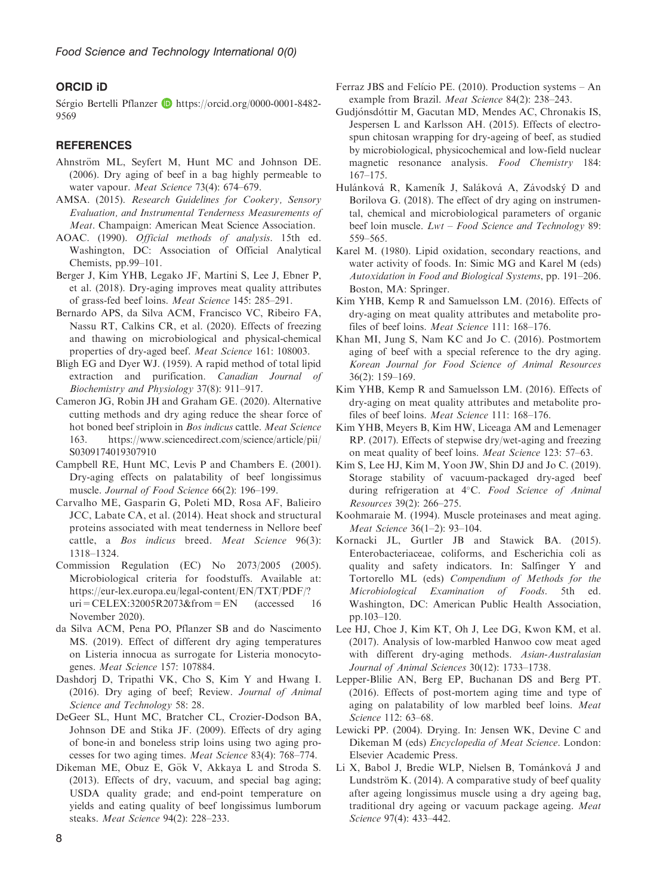## ORCID iD

Sérgio Bertelli Pflanzer https://orcid.org/0000-0001-8482-9569

## REFERENCES

Ahnström ML, Seyfert M, Hunt MC and Johnson DE. (2006). Dry aging of beef in a bag highly permeable to water vapour. *Meat Science* 73(4): 674–679.

AMSA. (2015). *Research Guidelines for Cookery, Sensory Evaluation, and Instrumental Tenderness Measurements of Meat*. Champaign: American Meat Science Association.

AOAC. (1990). *Official methods of analysis*. 15th ed. Washington, DC: Association of Official Analytical Chemists, pp.99–101.

Berger J, Kim YHB, Legako JF, Martini S, Lee J, Ebner P, et al. (2018). Dry-aging improves meat quality attributes of grass-fed beef loins. *Meat Science* 145: 285–291.

Bernardo APS, da Silva ACM, Francisco VC, Ribeiro FA, Nassu RT, Calkins CR, et al. (2020). Effects of freezing and thawing on microbiological and physical-chemical properties of dry-aged beef. *Meat Science* 161: 108003.

Bligh EG and Dyer WJ. (1959). A rapid method of total lipid extraction and purification. *Canadian Journal of Biochemistry and Physiology* 37(8): 911–917.

Cameron JG, Robin JH and Graham GE. (2020). Alternative cutting methods and dry aging reduce the shear force of hot boned beef striploin in *Bos indicus* cattle. *Meat Science* 163. https://www.sciencedirect.com/science/article/pii/S0309174019307910

Campbell RE, Hunt MC, Levis P and Chambers E. (2001). Dry-aging effects on palatability of beef longissimus muscle. *Journal of Food Science* 66(2): 196–199.

Carvalho ME, Gasparin G, Poleti MD, Rosa AF, Balieiro JCC, Labate CA, et al. (2014). Heat shock and structural proteins associated with meat tenderness in Nellore beef cattle, a *Bos indicus* breed. *Meat Science* 96(3): 1318–1324.

Commission Regulation (EC) No 2073/2005 (2005). Microbiological criteria for foodstuffs. Available at: https://eur-lex.europa.eu/legal-content/EN/TXT/PDF/?uri=CELEX:32005R2073&from=EN (accessed 16 November 2020).

da Silva ACM, Pena PO, Pflanzer SB and do Nascimento MS. (2019). Effect of different dry aging temperatures on Listeria innocua as surrogate for Listeria monocytogenes. *Meat Science* 157: 107884.

Dashdorj D, Tripathi VK, Cho S, Kim Y and Hwang I. (2016). Dry aging of beef; Review. *Journal of Animal Science and Technology* 58: 28.

DeGeer SL, Hunt MC, Bratcher CL, Crozier-Dodson BA, Johnson DE and Stika JF. (2009). Effects of dry aging of bone-in and boneless strip loins using two aging processes for two aging times. *Meat Science* 83(4): 768–774.

Dikeman ME, Obuz E, Gök V, Akkaya L and Stroda S. (2013). Effects of dry, vacuum, and special bag aging; USDA quality grade; and end-point temperature on yields and eating quality of beef longissimus lumborum steaks. *Meat Science* 94(2): 228–233.

Ferraz JBS and Felício PE. (2010). Production systems – An example from Brazil. *Meat Science* 84(2): 238–243.

Gudjónsdóttir M, Gacutan MD, Mendes AC, Chronakis IS, Jespersen L and Karlsson AH. (2015). Effects of electrospun chitosan wrapping for dry-ageing of beef, as studied by microbiological, physicochemical and low-field nuclear magnetic resonance analysis. *Food Chemistry* 184: 167–175.

Hulánková R, Kameník J, Saláková A, Závodský D and Borilova G. (2018). The effect of dry aging on instrumental, chemical and microbiological parameters of organic beef loin muscle. *Lwt – Food Science and Technology* 89: 559–565.

Karel M. (1980). Lipid oxidation, secondary reactions, and water activity of foods. In: Simic MG and Karel M (eds) *Autoxidation in Food and Biological Systems*, pp. 191–206. Boston, MA: Springer.

Kim YHB, Kemp R and Samuelsson LM. (2016). Effects of dry-aging on meat quality attributes and metabolite profiles of beef loins. *Meat Science* 111: 168–176.

Khan MI, Jung S, Nam KC and Jo C. (2016). Postmortem aging of beef with a special reference to the dry aging. *Korean Journal for Food Science of Animal Resources* 36(2): 159–169.

Kim YHB, Kemp R and Samuelsson LM. (2016). Effects of dry-aging on meat quality attributes and metabolite profiles of beef loins. *Meat Science* 111: 168–176.

Kim YHB, Meyers B, Kim HW, Liceaga AM and Lemenager RP. (2017). Effects of stepwise dry/wet-aging and freezing on meat quality of beef loins. *Meat Science* 123: 57–63.

Kim S, Lee HJ, Kim M, Yoon JW, Shin DJ and Jo C. (2019). Storage stability of vacuum-packaged dry-aged beef during refrigeration at 4°C. *Food Science of Animal Resources* 39(2): 266–275.

Koohmaraie M. (1994). Muscle proteinases and meat aging. *Meat Science* 36(1–2): 93–104.

Kornacki JL, Gurtler JB and Stawick BA. (2015). Enterobacteriaceae, coliforms, and Escherichia coli as quality and safety indicators. In: Salfinger Y and Tortorello ML (eds) *Compendium of Methods for the Microbiological Examination of Foods*. 5th ed. Washington, DC: American Public Health Association, pp.103–120.

Lee HJ, Choe J, Kim KT, Oh J, Lee DG, Kwon KM, et al. (2017). Analysis of low-marbled Hanwoo cow meat aged with different dry-aging methods. *Asian-Australasian Journal of Animal Sciences* 30(12): 1733–1738.

Lepper-Blilie AN, Berg EP, Buchanan DS and Berg PT. (2016). Effects of post-mortem aging time and type of aging on palatability of low marbled beef loins. *Meat Science* 112: 63–68.

Lewicki PP. (2004). Drying. In: Jensen WK, Devine C and Dikeman M (eds) *Encyclopedia of Meat Science*. London: Elsevier Academic Press.

Li X, Babol J, Bredie WLP, Nielsen B, Tománková J and Lundström K. (2014). A comparative study of beef quality after ageing longissimus muscle using a dry ageing bag, traditional dry ageing or vacuum package ageing. *Meat Science* 97(4): 433–442.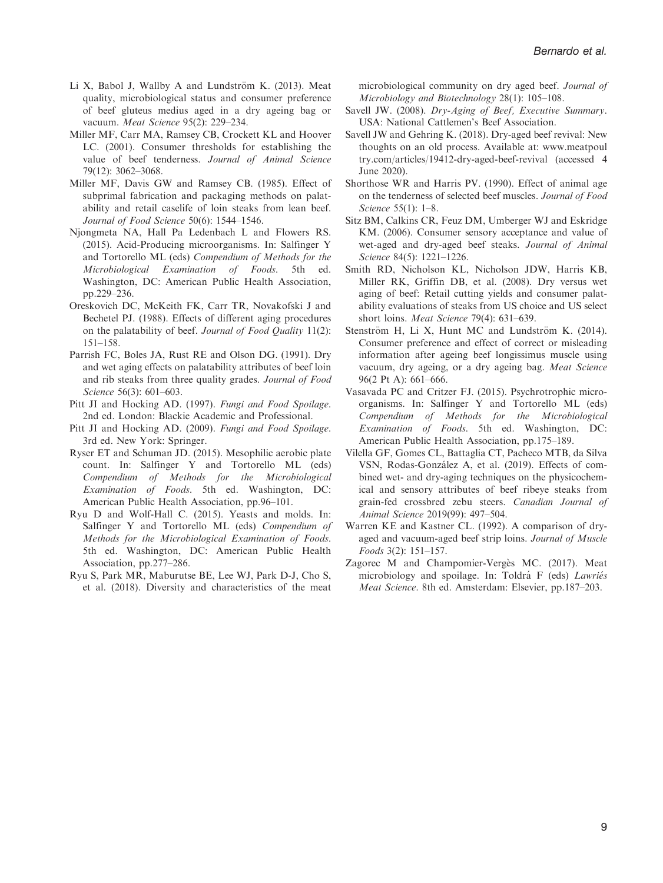Li X, Babol J, Wallby A and Lundström K. (2013). Meat quality, microbiological status and consumer preference of beef gluteus medius aged in a dry ageing bag or vacuum. *Meat Science* 95(2): 229–234.

Miller MF, Carr MA, Ramsey CB, Crockett KL and Hoover LC. (2001). Consumer thresholds for establishing the value of beef tenderness. *Journal of Animal Science* 79(12): 3062–3068.

Miller MF, Davis GW and Ramsey CB. (1985). Effect of subprimal fabrication and packaging methods on palatability and retail caselife of loin steaks from lean beef. *Journal of Food Science* 50(6): 1544–1546.

Njongmeta NA, Hall Pa Ledenbach L and Flowers RS. (2015). Acid-Producing microorganisms. In: Salfinger Y and Tortorello ML (eds) *Compendium of Methods for the Microbiological Examination of Foods*. 5th ed. Washington, DC: American Public Health Association, pp.229–236.

Oreskovich DC, McKeith FK, Carr TR, Novakofski J and Bechetel PJ. (1988). Effects of different aging procedures on the palatability of beef. *Journal of Food Quality* 11(2): 151–158.

Parrish FC, Boles JA, Rust RE and Olson DG. (1991). Dry and wet aging effects on palatability attributes of beef loin and rib steaks from three quality grades. *Journal of Food Science* 56(3): 601–603.

Pitt JI and Hocking AD. (1997). *Fungi and Food Spoilage*. 2nd ed. London: Blackie Academic and Professional.

Pitt JI and Hocking AD. (2009). *Fungi and Food Spoilage*. 3rd ed. New York: Springer.

Ryser ET and Schuman JD. (2015). Mesophilic aerobic plate count. In: Salfinger Y and Tortorello ML (eds) *Compendium of Methods for the Microbiological Examination of Foods*. 5th ed. Washington, DC: American Public Health Association, pp.96–101.

Ryu D and Wolf-Hall C. (2015). Yeasts and molds. In: Salfinger Y and Tortorello ML (eds) *Compendium of Methods for the Microbiological Examination of Foods*. 5th ed. Washington, DC: American Public Health Association, pp.277–286.

Ryu S, Park MR, Maburutse BE, Lee WJ, Park D-J, Cho S, et al. (2018). Diversity and characteristics of the meat microbiological community on dry aged beef. *Journal of Microbiology and Biotechnology* 28(1): 105–108.

Savell JW. (2008). *Dry-Aging of Beef, Executive Summary*. USA: National Cattlemen's Beef Association.

Savell JW and Gehring K. (2018). Dry-aged beef revival: New thoughts on an old process. Available at: www.meatpoultry.com/articles/19412-dry-aged-beef-revival (accessed 4 June 2020).

Shorthose WR and Harris PV. (1990). Effect of animal age on the tenderness of selected beef muscles. *Journal of Food Science* 55(1): 1–8.

Sitz BM, Calkins CR, Feuz DM, Umberger WJ and Eskridge KM. (2006). Consumer sensory acceptance and value of wet-aged and dry-aged beef steaks. *Journal of Animal Science* 84(5): 1221–1226.

Smith RD, Nicholson KL, Nicholson JDW, Harris KB, Miller RK, Griffin DB, et al. (2008). Dry versus wet aging of beef: Retail cutting yields and consumer palatability evaluations of steaks from US choice and US select short loins. *Meat Science* 79(4): 631–639.

Stenström H, Li X, Hunt MC and Lundström K. (2014). Consumer preference and effect of correct or misleading information after ageing beef longissimus muscle using vacuum, dry ageing, or a dry ageing bag. *Meat Science* 96(2 Pt A): 661–666.

Vasavada PC and Critzer FJ. (2015). Psychrotrophic microorganisms. In: Salfinger Y and Tortorello ML (eds) *Compendium of Methods for the Microbiological Examination of Foods*. 5th ed. Washington, DC: American Public Health Association, pp.175–189.

Vilella GF, Gomes CL, Battaglia CT, Pacheco MTB, da Silva VSN, Rodas-González A, et al. (2019). Effects of combined wet- and dry-aging techniques on the physicochemical and sensory attributes of beef ribeye steaks from grain-fed crossbred zebu steers. *Canadian Journal of Animal Science* 2019(99): 497–504.

Warren KE and Kastner CL. (1992). A comparison of dry-aged and vacuum-aged beef strip loins. *Journal of Muscle Foods* 3(2): 151–157.

Zagorec M and Champomier-Vergès MC. (2017). Meat microbiology and spoilage. In: Toldrá F (eds) *Lawriés Meat Science*. 8th ed. Amsterdam: Elsevier, pp.187–203.